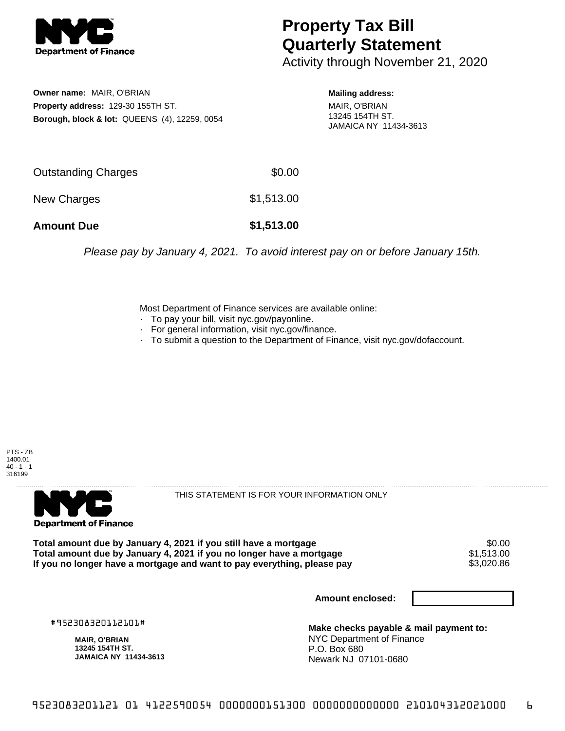NYC Department of Finance

# Property Tax Bill Quarterly Statement

Activity through November 21, 2020

**Owner name:** MAIR, O'BRIAN
**Property address:** 129-30 155TH ST.
**Borough, block & lot:** QUEENS (4), 12259, 0054

**Mailing address:**
MAIR, O'BRIAN
13245 154TH ST.
JAMAICA NY 11434-3613

| | |
|---|---|
| Outstanding Charges | $0.00 |
| New Charges | $1,513.00 |
| **Amount Due** | **$1,513.00** |

*Please pay by January 4, 2021. To avoid interest pay on or before January 15th.*

Most Department of Finance services are available online:
- To pay your bill, visit nyc.gov/payonline.
- For general information, visit nyc.gov/finance.
- To submit a question to the Department of Finance, visit nyc.gov/dofaccount.

PTS - ZB
1400.01
40 - 1 - 1
316199

NYC Department of Finance

THIS STATEMENT IS FOR YOUR INFORMATION ONLY

| | |
|---|---|
| **Total amount due by January 4, 2021 if you still have a mortgage** | $0.00 |
| **Total amount due by January 4, 2021 if you no longer have a mortgage** | $1,513.00 |
| **If you no longer have a mortgage and want to pay everything, please pay** | $3,020.86 |

**Amount enclosed:**

#952308320112101#

**MAIR, O'BRIAN**
**13245 154TH ST.**
**JAMAICA NY 11434-3613**

**Make checks payable & mail payment to:**
NYC Department of Finance
P.O. Box 680
Newark NJ 07101-0680

9523083201121 01 4122590054 0000000151300 0000000000000 210104312021000 6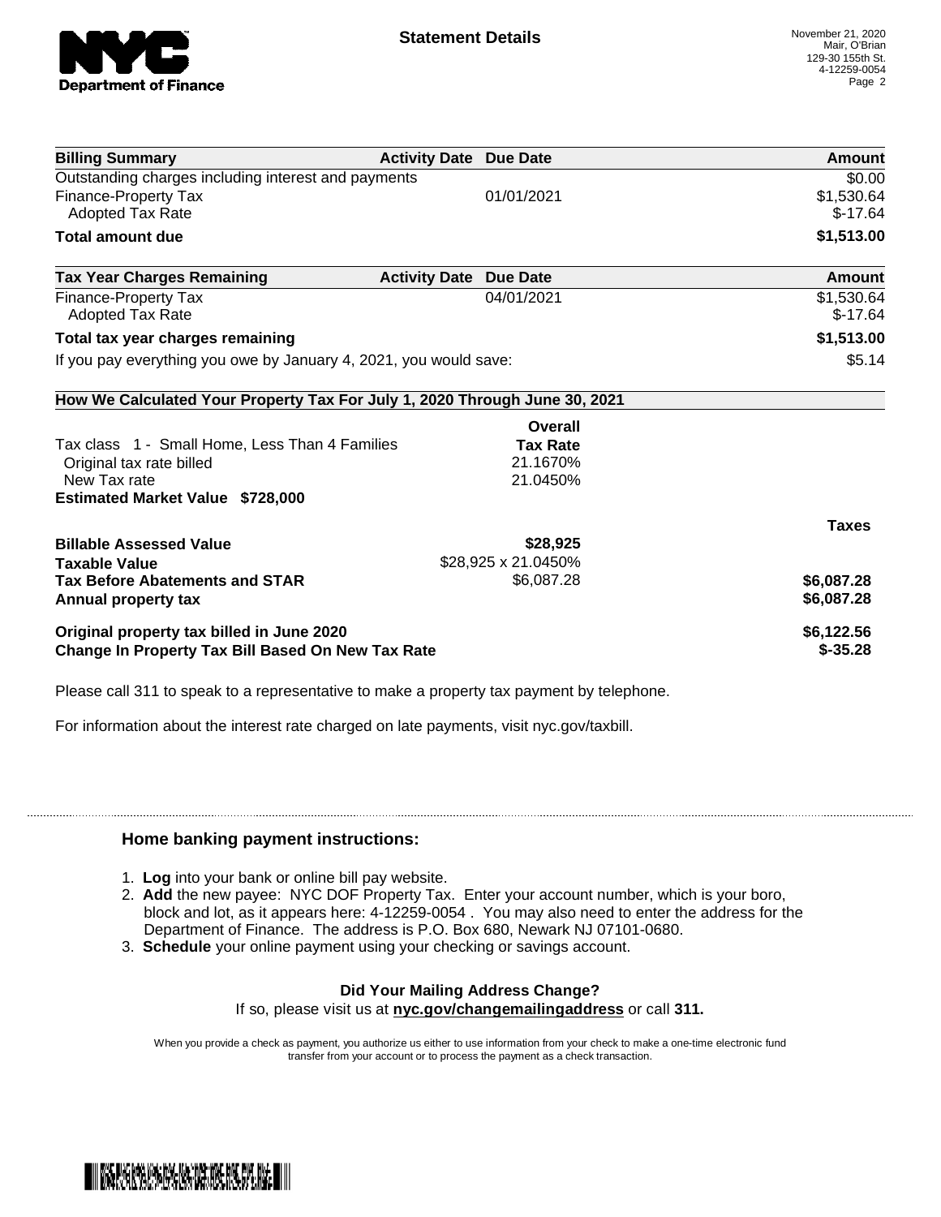# Statement Details

November 21, 2020
Mair, O'Brian
129-30 155th St.
4-12259-0054

| Billing Summary | Activity Date | Due Date | Amount |
|---|---|---|---|
| Outstanding charges including interest and payments | | | $0.00 |
| Finance-Property Tax | | 01/01/2021 | $1,530.64 |
| Adopted Tax Rate | | | $-17.64 |
| **Total amount due** | | | **$1,513.00** |

| Tax Year Charges Remaining | Activity Date | Due Date | Amount |
|---|---|---|---|
| Finance-Property Tax | | 04/01/2021 | $1,530.64 |
| Adopted Tax Rate | | | $-17.64 |
| **Total tax year charges remaining** | | | **$1,513.00** |
| If you pay everything you owe by January 4, 2021, you would save: | | | $5.14 |

## How We Calculated Your Property Tax For July 1, 2020 Through June 30, 2021

| | Overall Tax Rate | Taxes |
|---|---|---|
| Tax class 1 - Small Home, Less Than 4 Families | | |
| Original tax rate billed | 21.1670% | |
| New Tax rate | 21.0450% | |
| **Estimated Market Value $728,000** | | |
| **Billable Assessed Value** | $28,925 | |
| **Taxable Value** | $28,925 x 21.0450% | |
| **Tax Before Abatements and STAR** | $6,087.28 | $6,087.28 |
| **Annual property tax** | | $6,087.28 |
| **Original property tax billed in June 2020** | | $6,122.56 |
| **Change In Property Tax Bill Based On New Tax Rate** | | $-35.28 |

Please call 311 to speak to a representative to make a property tax payment by telephone.

For information about the interest rate charged on late payments, visit nyc.gov/taxbill.

### Home banking payment instructions:

1. **Log** into your bank or online bill pay website.
2. **Add** the new payee: NYC DOF Property Tax. Enter your account number, which is your boro, block and lot, as it appears here: 4-12259-0054 . You may also need to enter the address for the Department of Finance. The address is P.O. Box 680, Newark NJ 07101-0680.
3. **Schedule** your online payment using your checking or savings account.

**Did Your Mailing Address Change?**
If so, please visit us at **nyc.gov/changemailingaddress** or call **311.**

When you provide a check as payment, you authorize us either to use information from your check to make a one-time electronic fund transfer from your account or to process the payment as a check transaction.